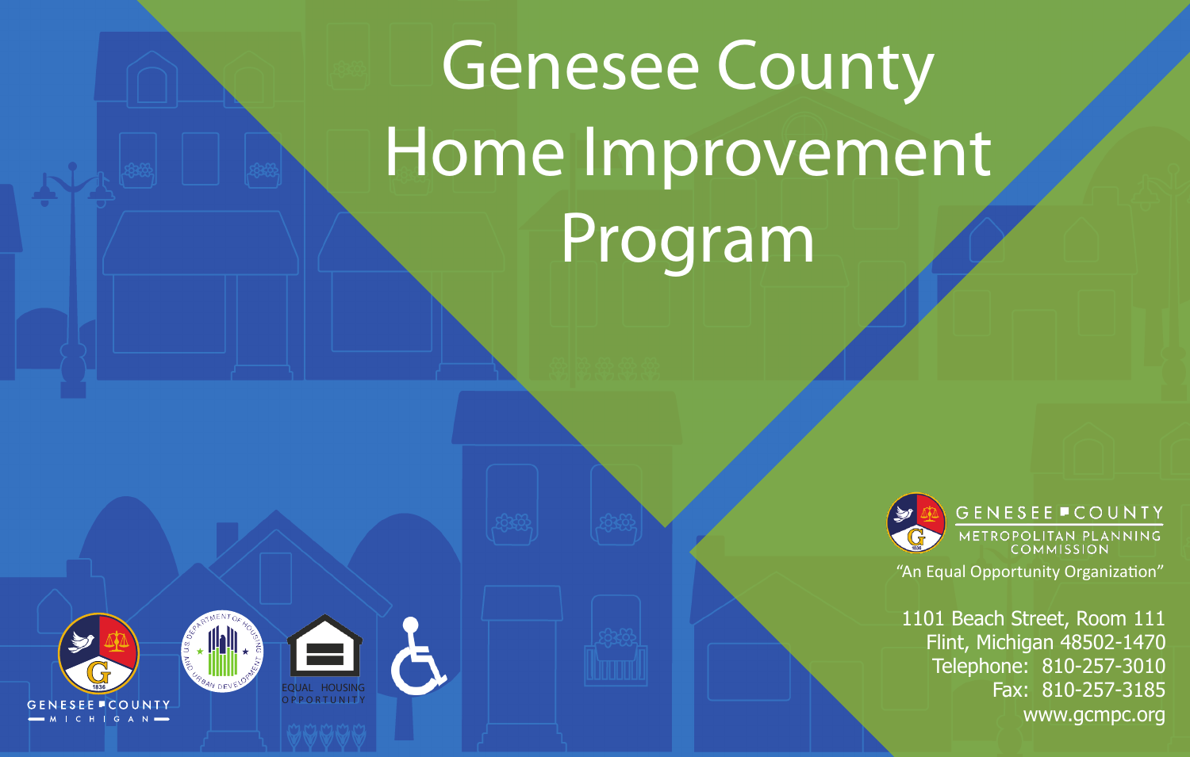# Genesee County Home Improvement Program

GENESEE COUNTY
METROPOLITAN PLANNING COMMISSION

"An Equal Opportunity Organization"

1101 Beach Street, Room 111
Flint, Michigan 48502-1470
Telephone: 810-257-3010
Fax: 810-257-3185
www.gcmpc.org

GENESEE COUNTY
MICHIGAN

EQUAL HOUSING OPPORTUNITY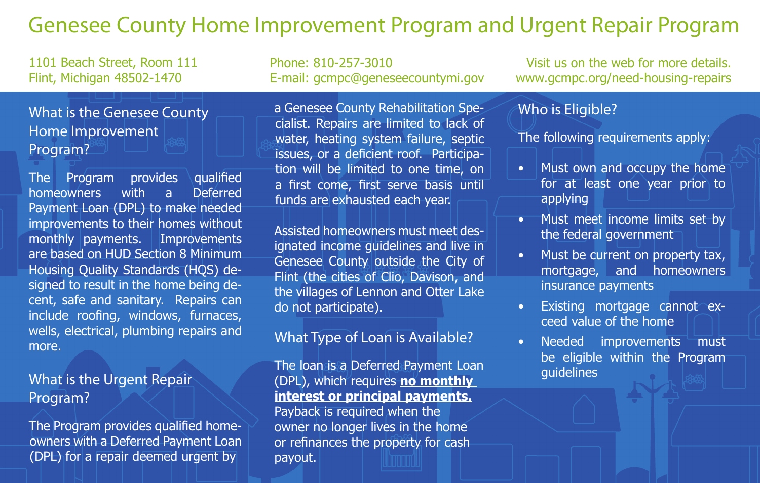# Genesee County Home Improvement Program and Urgent Repair Program

1101 Beach Street, Room 111
Flint, Michigan 48502-1470

Phone: 810-257-3010
E-mail: gcmpc@geneseecountymi.gov

Visit us on the web for more details.
www.gcmpc.org/need-housing-repairs

## What is the Genesee County Home Improvement Program?

The Program provides qualified homeowners with a Deferred Payment Loan (DPL) to make needed improvements to their homes without monthly payments. Improvements are based on HUD Section 8 Minimum Housing Quality Standards (HQS) designed to result in the home being decent, safe and sanitary. Repairs can include roofing, windows, furnaces, wells, electrical, plumbing repairs and more.

## What is the Urgent Repair Program?

The Program provides qualified homeowners with a Deferred Payment Loan (DPL) for a repair deemed urgent by a Genesee County Rehabilitation Specialist. Repairs are limited to lack of water, heating system failure, septic issues, or a deficient roof. Participation will be limited to one time, on a first come, first serve basis until funds are exhausted each year.

Assisted homeowners must meet designated income guidelines and live in Genesee County outside the City of Flint (the cities of Clio, Davison, and the villages of Lennon and Otter Lake do not participate).

## What Type of Loan is Available?

The loan is a Deferred Payment Loan (DPL), which requires **no monthly interest or principal payments.** Payback is required when the owner no longer lives in the home or refinances the property for cash payout.

## Who is Eligible?

The following requirements apply:

- Must own and occupy the home for at least one year prior to applying
- Must meet income limits set by the federal government
- Must be current on property tax, mortgage, and homeowners insurance payments
- Existing mortgage cannot exceed value of the home
- Needed improvements must be eligible within the Program guidelines